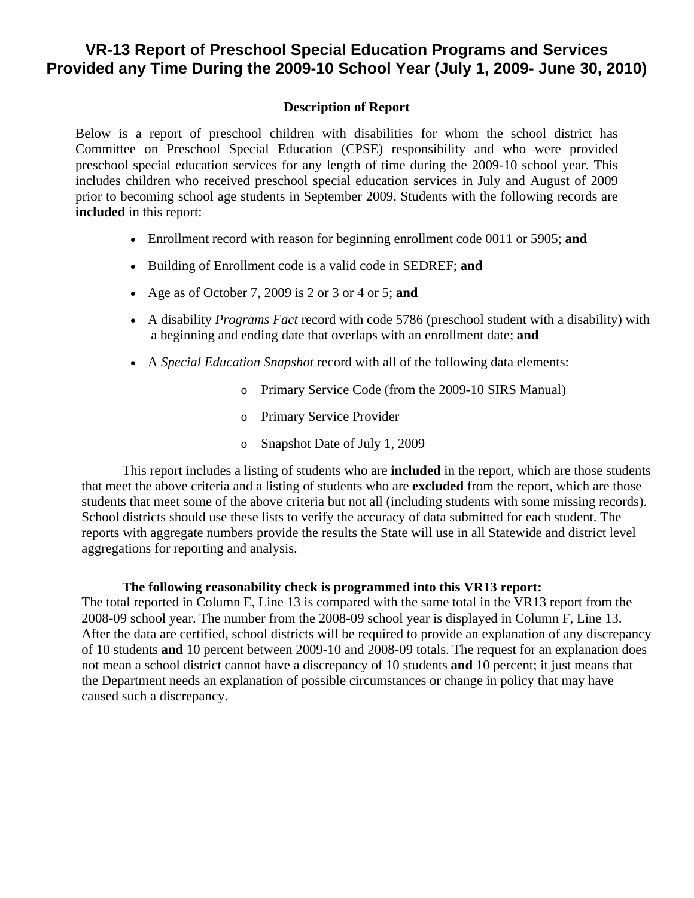# VR-13 Report of Preschool Special Education Programs and Services Provided any Time During the 2009-10 School Year (July 1, 2009- June 30, 2010)

### Description of Report

Below is a report of preschool children with disabilities for whom the school district has Committee on Preschool Special Education (CPSE) responsibility and who were provided preschool special education services for any length of time during the 2009-10 school year. This includes children who received preschool special education services in July and August of 2009 prior to becoming school age students in September 2009. Students with the following records are **included** in this report:

- Enrollment record with reason for beginning enrollment code 0011 or 5905; **and**
- Building of Enrollment code is a valid code in SEDREF; **and**
- Age as of October 7, 2009 is 2 or 3 or 4 or 5; **and**
- A disability *Programs Fact* record with code 5786 (preschool student with a disability) with a beginning and ending date that overlaps with an enrollment date; **and**
- A *Special Education Snapshot* record with all of the following data elements:
  - Primary Service Code (from the 2009-10 SIRS Manual)
  - Primary Service Provider
  - Snapshot Date of July 1, 2009

This report includes a listing of students who are **included** in the report, which are those students that meet the above criteria and a listing of students who are **excluded** from the report, which are those students that meet some of the above criteria but not all (including students with some missing records). School districts should use these lists to verify the accuracy of data submitted for each student. The reports with aggregate numbers provide the results the State will use in all Statewide and district level aggregations for reporting and analysis.

**The following reasonability check is programmed into this VR13 report:**
The total reported in Column E, Line 13 is compared with the same total in the VR13 report from the 2008-09 school year. The number from the 2008-09 school year is displayed in Column F, Line 13. After the data are certified, school districts will be required to provide an explanation of any discrepancy of 10 students **and** 10 percent between 2009-10 and 2008-09 totals. The request for an explanation does not mean a school district cannot have a discrepancy of 10 students **and** 10 percent; it just means that the Department needs an explanation of possible circumstances or change in policy that may have caused such a discrepancy.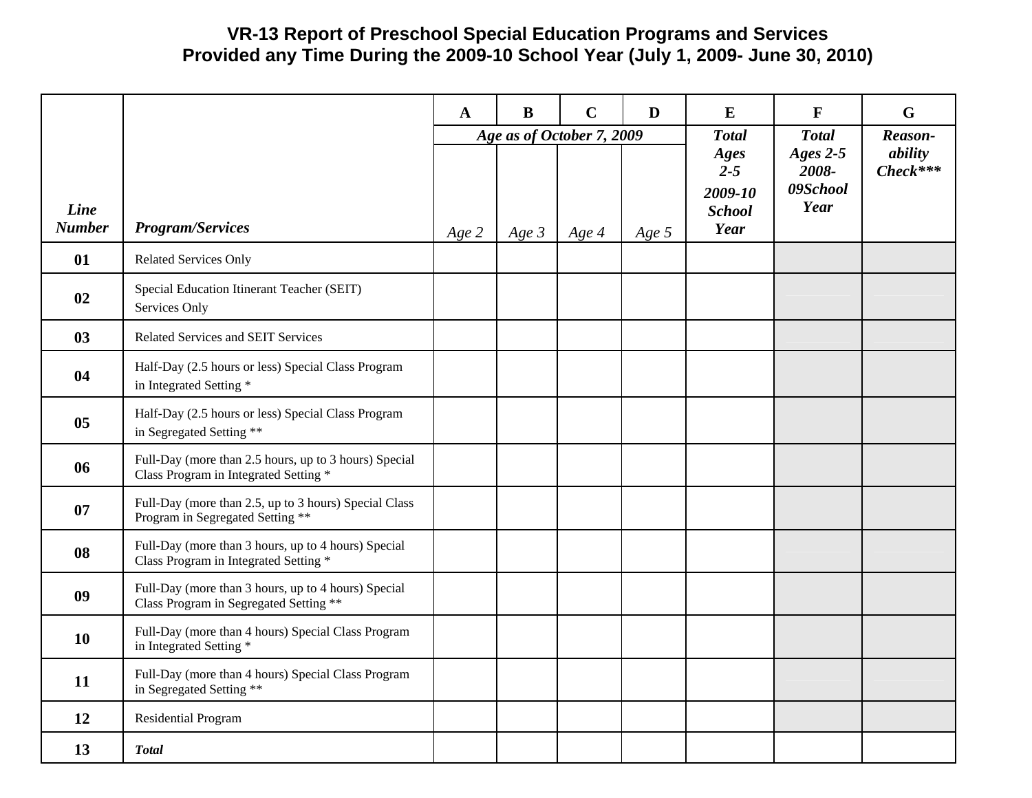# VR-13 Report of Preschool Special Education Programs and Services Provided any Time During the 2009-10 School Year (July 1, 2009- June 30, 2010)

| | | A | B | C | D | E | F | G |
|---|---|---|---|---|---|---|---|---|
| | | *Age as of October 7, 2009* | | | | *Total Ages 2-5 2009-10 School Year* | *Total Ages 2-5 2008-09School Year* | *Reason-ability Check****** |
| ***Line Number*** | ***Program/Services*** | *Age 2* | *Age 3* | *Age 4* | *Age 5* | | | |
| **01** | Related Services Only | | | | | | | |
| **02** | Special Education Itinerant Teacher (SEIT) Services Only | | | | | | | |
| **03** | Related Services and SEIT Services | | | | | | | |
| **04** | Half-Day (2.5 hours or less) Special Class Program in Integrated Setting * | | | | | | | |
| **05** | Half-Day (2.5 hours or less) Special Class Program in Segregated Setting ** | | | | | | | |
| **06** | Full-Day (more than 2.5 hours, up to 3 hours) Special Class Program in Integrated Setting * | | | | | | | |
| **07** | Full-Day (more than 2.5, up to 3 hours) Special Class Program in Segregated Setting ** | | | | | | | |
| **08** | Full-Day (more than 3 hours, up to 4 hours) Special Class Program in Integrated Setting * | | | | | | | |
| **09** | Full-Day (more than 3 hours, up to 4 hours) Special Class Program in Segregated Setting ** | | | | | | | |
| **10** | Full-Day (more than 4 hours) Special Class Program in Integrated Setting * | | | | | | | |
| **11** | Full-Day (more than 4 hours) Special Class Program in Segregated Setting ** | | | | | | | |
| **12** | Residential Program | | | | | | | |
| **13** | ***Total*** | | | | | | | |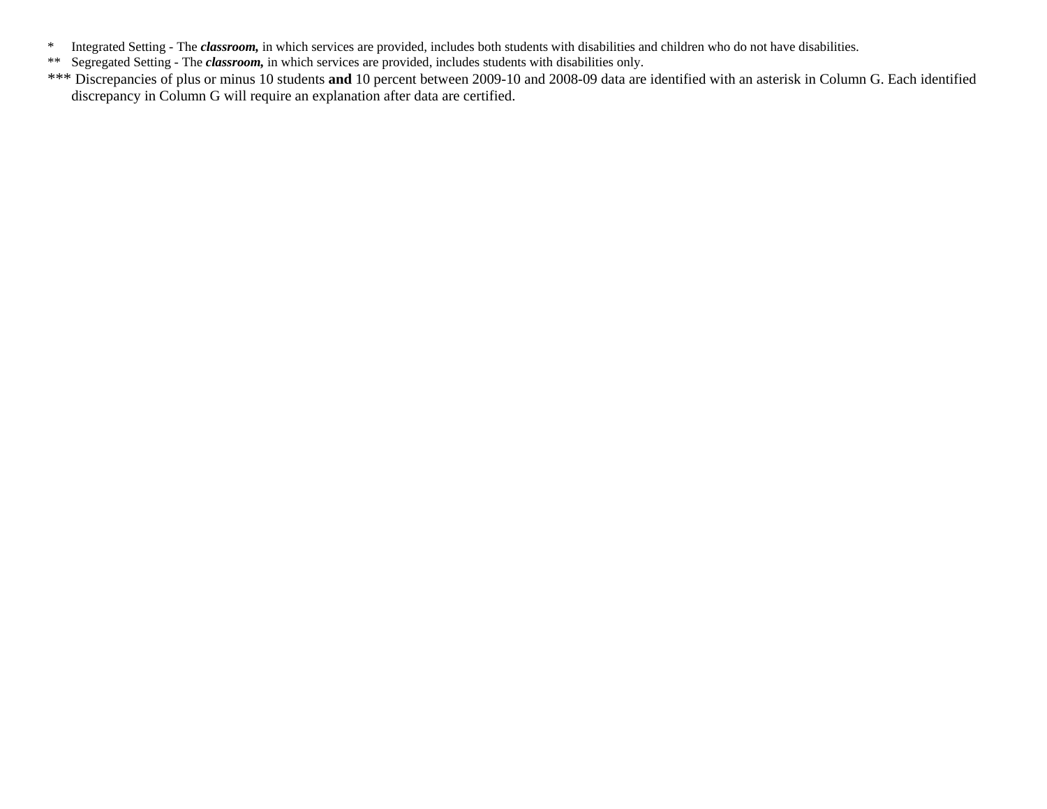\* Integrated Setting - The ***classroom,*** in which services are provided, includes both students with disabilities and children who do not have disabilities.

\** Segregated Setting - The ***classroom,*** in which services are provided, includes students with disabilities only.

\*** Discrepancies of plus or minus 10 students **and** 10 percent between 2009-10 and 2008-09 data are identified with an asterisk in Column G. Each identified discrepancy in Column G will require an explanation after data are certified.